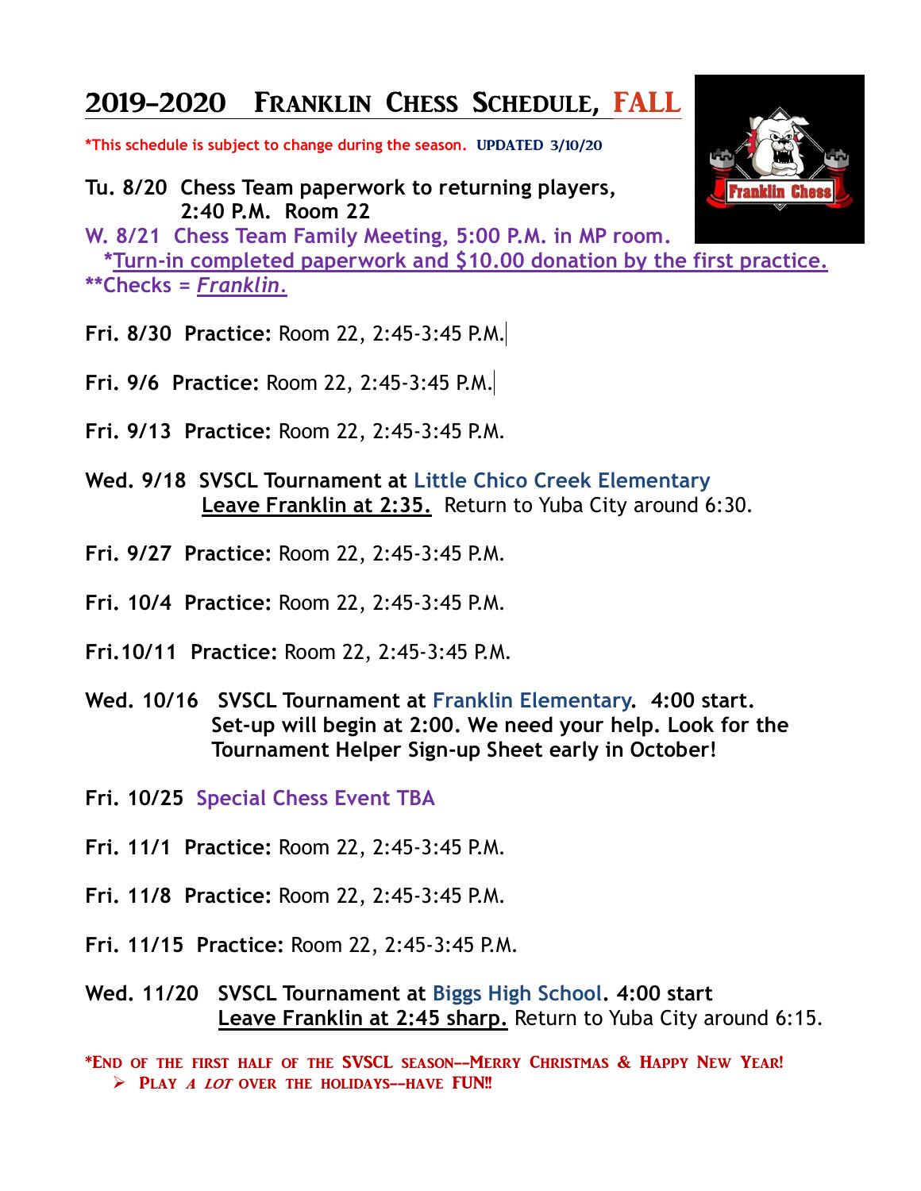# 2019-2020 Franklin Chess Schedule, FALL

*This schedule is subject to change during the season. **UPDATED 3/10/20**

**Tu. 8/20 Chess Team paperwork to returning players, 2:40 P.M. Room 22**

**W. 8/21 Chess Team Family Meeting, 5:00 P.M. in MP room.**

**\*Turn-in completed paperwork and $10.00 donation by the first practice.**

**\*\*Checks = *Franklin*.**

**Fri. 8/30 Practice:** Room 22, 2:45-3:45 P.M.

**Fri. 9/6 Practice:** Room 22, 2:45-3:45 P.M.

**Fri. 9/13 Practice:** Room 22, 2:45-3:45 P.M.

**Wed. 9/18 SVSCL Tournament at Little Chico Creek Elementary**
**Leave Franklin at 2:35.** Return to Yuba City around 6:30.

**Fri. 9/27 Practice:** Room 22, 2:45-3:45 P.M.

**Fri. 10/4 Practice:** Room 22, 2:45-3:45 P.M.

**Fri.10/11 Practice:** Room 22, 2:45-3:45 P.M.

**Wed. 10/16 SVSCL Tournament at Franklin Elementary. 4:00 start.**
**Set-up will begin at 2:00. We need your help. Look for the Tournament Helper Sign-up Sheet early in October!**

**Fri. 10/25 Special Chess Event TBA**

**Fri. 11/1 Practice:** Room 22, 2:45-3:45 P.M.

**Fri. 11/8 Practice:** Room 22, 2:45-3:45 P.M.

**Fri. 11/15 Practice:** Room 22, 2:45-3:45 P.M.

**Wed. 11/20 SVSCL Tournament at Biggs High School. 4:00 start**
**Leave Franklin at 2:45 sharp.** Return to Yuba City around 6:15.

**\*End of the first half of the SVSCL season--Merry Christmas & Happy New Year!**

- **Play *a lot* over the holidays--have FUN!!**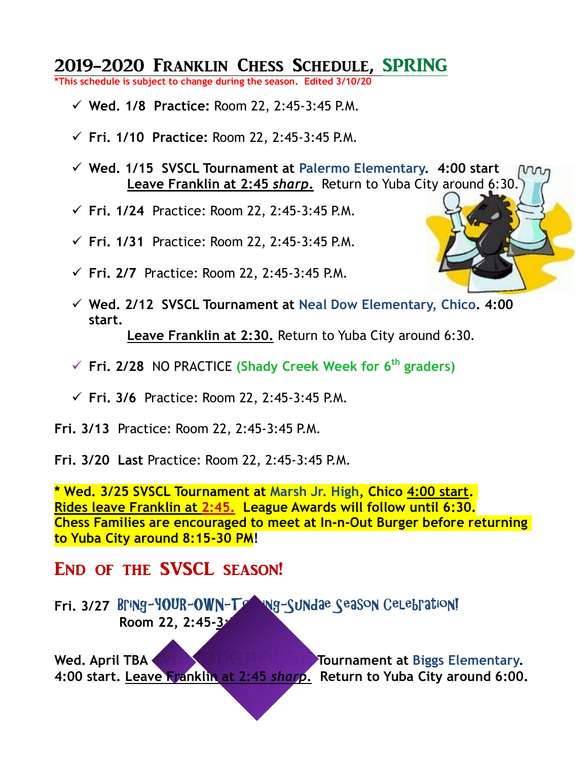# 2019-2020 Franklin Chess Schedule, SPRING

*This schedule is subject to change during the season. Edited 3/10/20

- ✓ **Wed. 1/8 Practice:** Room 22, 2:45-3:45 P.M.
- ✓ **Fri. 1/10 Practice:** Room 22, 2:45-3:45 P.M.
- ✓ **Wed. 1/15 SVSCL Tournament at** Palermo Elementary. **4:00 start**
  **Leave Franklin at 2:45 *sharp*.** Return to Yuba City around 6:30.
- ✓ **Fri. 1/24** Practice: Room 22, 2:45-3:45 P.M.
- ✓ **Fri. 1/31** Practice: Room 22, 2:45-3:45 P.M.
- ✓ **Fri. 2/7** Practice: Room 22, 2:45-3:45 P.M.
- ✓ **Wed. 2/12 SVSCL Tournament at** Neal Dow Elementary, Chico. **4:00 start.**
  **Leave Franklin at 2:30.** Return to Yuba City around 6:30.
- ✓ **Fri. 2/28** NO PRACTICE **(Shady Creek Week for 6th graders)**
- ✓ **Fri. 3/6** Practice: Room 22, 2:45-3:45 P.M.

**Fri. 3/13** Practice: Room 22, 2:45-3:45 P.M.

**Fri. 3/20 Last** Practice: Room 22, 2:45-3:45 P.M.

**\* Wed. 3/25 SVSCL Tournament at Marsh Jr. High, Chico 4:00 start. Rides leave Franklin at 2:45. League Awards will follow until 6:30. Chess Families are encouraged to meet at In-n-Out Burger before returning to Yuba City around 8:15-30 PM!**

## End of the SVSCL season!

**Fri. 3/27** Bring-YOUR-OWN-T...ing-Sundae Season Celebration!
**Room 22, 2:45-3...**

**Wed. April TBA** ... **Tournament at** Biggs Elementary. **4:00 start. Leave Franklin at 2:45 *sharp*. Return to Yuba City around 6:00.**